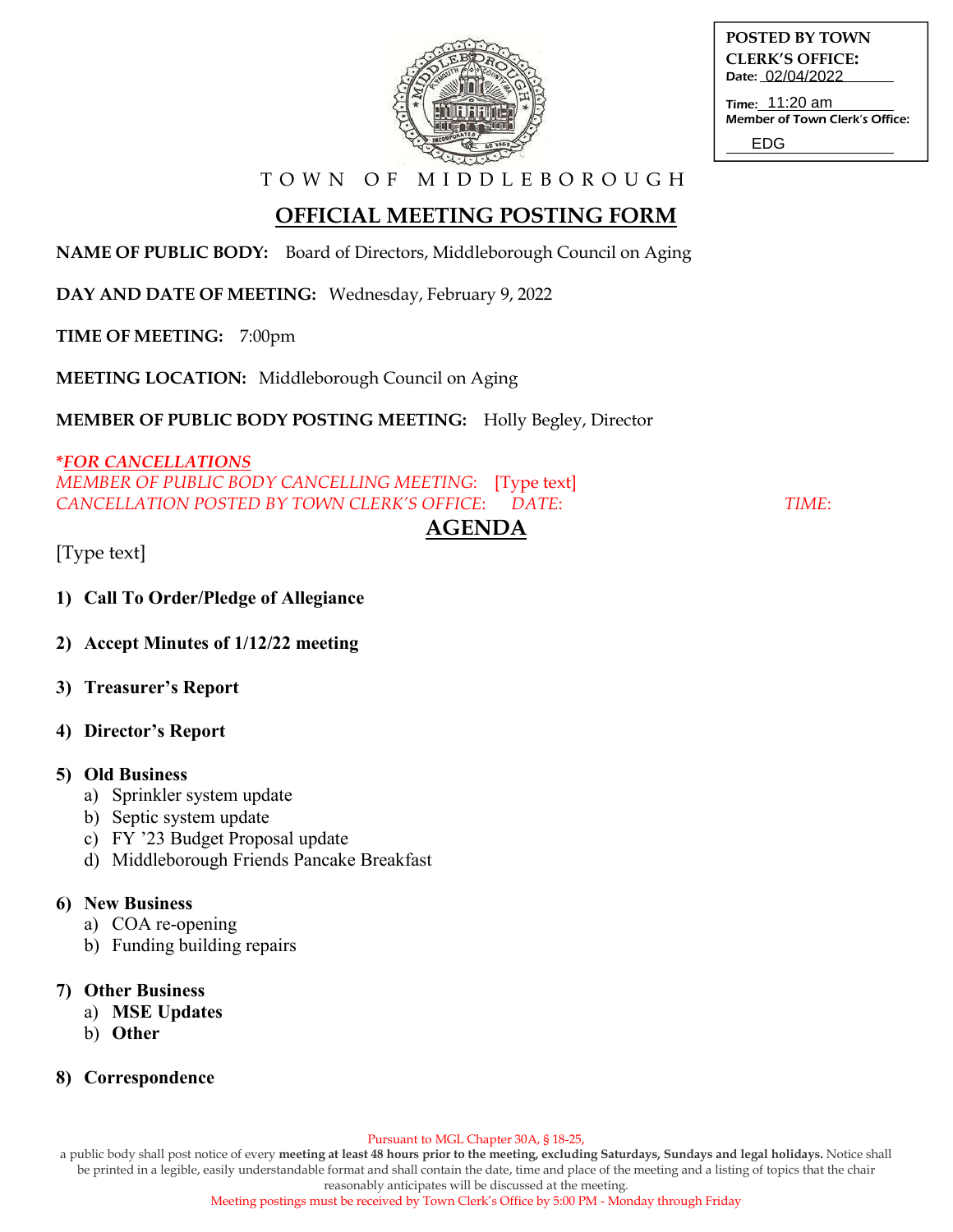**POSTED BY TOWN CLERK'S OFFICE:**
**Date:** 02/04/2022
**Time:** 11:20 am
**Member of Town Clerk's Office:** EDG

TOWN OF MIDDLEBOROUGH

# OFFICIAL MEETING POSTING FORM

**NAME OF PUBLIC BODY:** Board of Directors, Middleborough Council on Aging

**DAY AND DATE OF MEETING:** Wednesday, February 9, 2022

**TIME OF MEETING:** 7:00pm

**MEETING LOCATION:** Middleborough Council on Aging

**MEMBER OF PUBLIC BODY POSTING MEETING:** Holly Begley, Director

*FOR CANCELLATIONS
*MEMBER OF PUBLIC BODY CANCELLING MEETING:* [Type text]
*CANCELLATION POSTED BY TOWN CLERK'S OFFICE: DATE: TIME:*

## AGENDA

[Type text]

1) **Call To Order/Pledge of Allegiance**

2) **Accept Minutes of 1/12/22 meeting**

3) **Treasurer's Report**

4) **Director's Report**

5) **Old Business**
   a) Sprinkler system update
   b) Septic system update
   c) FY '23 Budget Proposal update
   d) Middleborough Friends Pancake Breakfast

6) **New Business**
   a) COA re-opening
   b) Funding building repairs

7) **Other Business**
   a) **MSE Updates**
   b) **Other**

8) **Correspondence**

Pursuant to MGL Chapter 30A, § 18-25,
a public body shall post notice of every **meeting at least 48 hours prior to the meeting, excluding Saturdays, Sundays and legal holidays.** Notice shall be printed in a legible, easily understandable format and shall contain the date, time and place of the meeting and a listing of topics that the chair reasonably anticipates will be discussed at the meeting.
Meeting postings must be received by Town Clerk's Office by 5:00 PM - Monday through Friday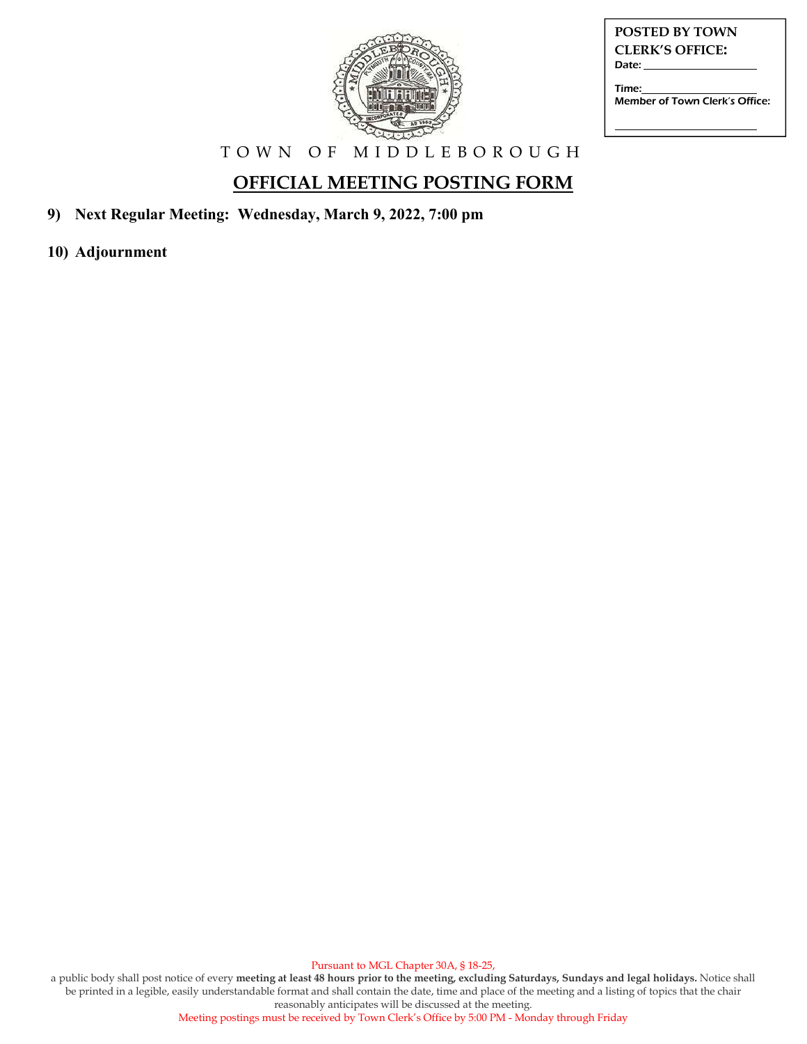**POSTED BY TOWN CLERK'S OFFICE:**
Date: ____________________
Time: ____________________
Member of Town Clerk's Office:
____________________

TOWN OF MIDDLEBOROUGH

## OFFICIAL MEETING POSTING FORM

9) **Next Regular Meeting: Wednesday, March 9, 2022, 7:00 pm**

10) **Adjournment**

Pursuant to MGL Chapter 30A, § 18-25,
a public body shall post notice of every **meeting at least 48 hours prior to the meeting, excluding Saturdays, Sundays and legal holidays.** Notice shall be printed in a legible, easily understandable format and shall contain the date, time and place of the meeting and a listing of topics that the chair reasonably anticipates will be discussed at the meeting.
Meeting postings must be received by Town Clerk's Office by 5:00 PM - Monday through Friday